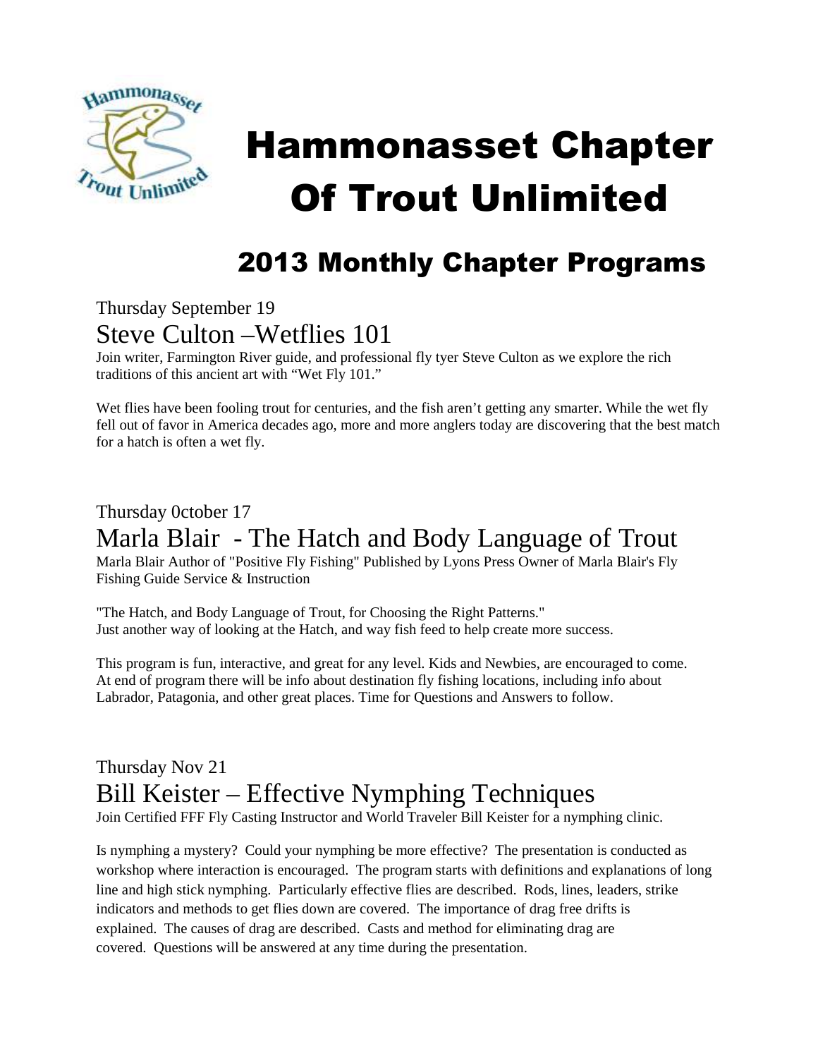# Hammonasset Chapter Of Trout Unlimited

## 2013 Monthly Chapter Programs

Thursday September 19

### Steve Culton –Wetflies 101

Join writer, Farmington River guide, and professional fly tyer Steve Culton as we explore the rich traditions of this ancient art with "Wet Fly 101."

Wet flies have been fooling trout for centuries, and the fish aren't getting any smarter. While the wet fly fell out of favor in America decades ago, more and more anglers today are discovering that the best match for a hatch is often a wet fly.

Thursday 0ctober 17

### Marla Blair - The Hatch and Body Language of Trout

Marla Blair Author of "Positive Fly Fishing" Published by Lyons Press Owner of Marla Blair's Fly Fishing Guide Service & Instruction

"The Hatch, and Body Language of Trout, for Choosing the Right Patterns."
Just another way of looking at the Hatch, and way fish feed to help create more success.

This program is fun, interactive, and great for any level. Kids and Newbies, are encouraged to come. At end of program there will be info about destination fly fishing locations, including info about Labrador, Patagonia, and other great places. Time for Questions and Answers to follow.

Thursday Nov 21

### Bill Keister – Effective Nymphing Techniques

Join Certified FFF Fly Casting Instructor and World Traveler Bill Keister for a nymphing clinic.

Is nymphing a mystery? Could your nymphing be more effective? The presentation is conducted as workshop where interaction is encouraged. The program starts with definitions and explanations of long line and high stick nymphing. Particularly effective flies are described. Rods, lines, leaders, strike indicators and methods to get flies down are covered. The importance of drag free drifts is explained. The causes of drag are described. Casts and method for eliminating drag are covered. Questions will be answered at any time during the presentation.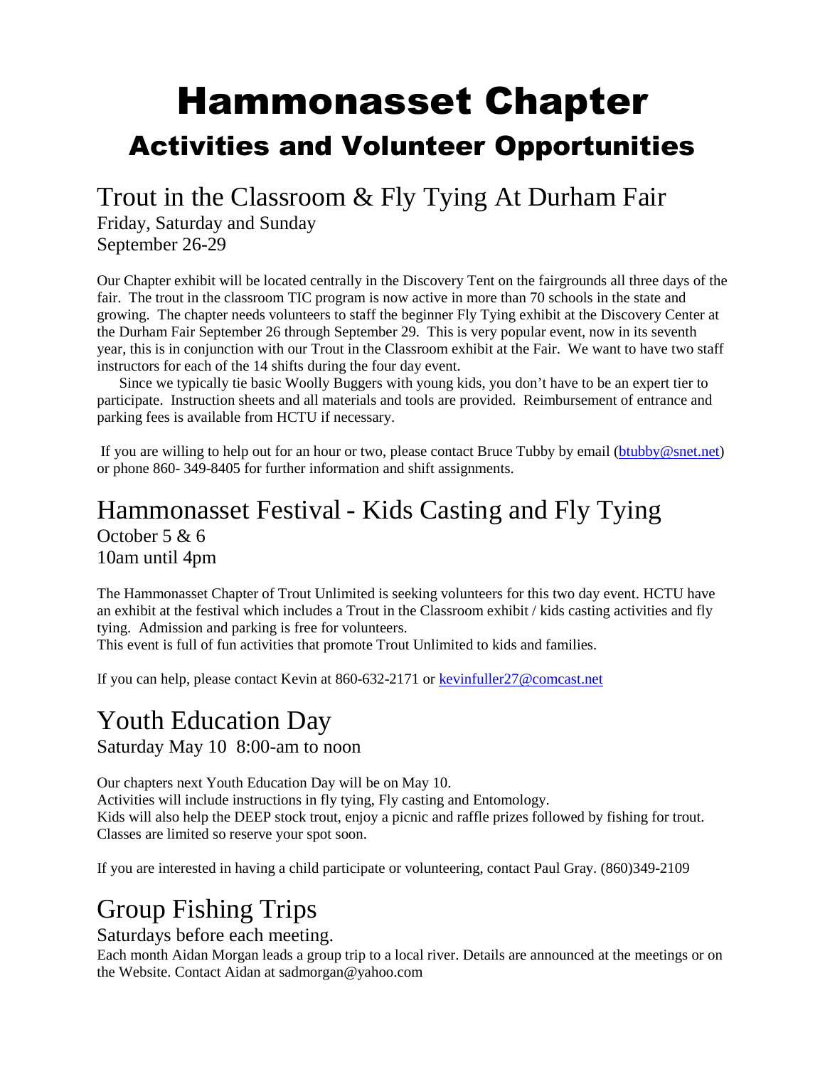# Hammonasset Chapter

## Activities and Volunteer Opportunities

## Trout in the Classroom & Fly Tying At Durham Fair

Friday, Saturday and Sunday
September 26-29

Our Chapter exhibit will be located centrally in the Discovery Tent on the fairgrounds all three days of the fair. The trout in the classroom TIC program is now active in more than 70 schools in the state and growing. The chapter needs volunteers to staff the beginner Fly Tying exhibit at the Discovery Center at the Durham Fair September 26 through September 29. This is very popular event, now in its seventh year, this is in conjunction with our Trout in the Classroom exhibit at the Fair. We want to have two staff instructors for each of the 14 shifts during the four day event.

Since we typically tie basic Woolly Buggers with young kids, you don't have to be an expert tier to participate. Instruction sheets and all materials and tools are provided. Reimbursement of entrance and parking fees is available from HCTU if necessary.

If you are willing to help out for an hour or two, please contact Bruce Tubby by email (btubby@snet.net) or phone 860- 349-8405 for further information and shift assignments.

## Hammonasset Festival - Kids Casting and Fly Tying

October 5 & 6
10am until 4pm

The Hammonasset Chapter of Trout Unlimited is seeking volunteers for this two day event. HCTU have an exhibit at the festival which includes a Trout in the Classroom exhibit / kids casting activities and fly tying. Admission and parking is free for volunteers.
This event is full of fun activities that promote Trout Unlimited to kids and families.

If you can help, please contact Kevin at 860-632-2171 or kevinfuller27@comcast.net

## Youth Education Day

Saturday May 10 8:00-am to noon

Our chapters next Youth Education Day will be on May 10.
Activities will include instructions in fly tying, Fly casting and Entomology.
Kids will also help the DEEP stock trout, enjoy a picnic and raffle prizes followed by fishing for trout.
Classes are limited so reserve your spot soon.

If you are interested in having a child participate or volunteering, contact Paul Gray. (860)349-2109

## Group Fishing Trips

Saturdays before each meeting.
Each month Aidan Morgan leads a group trip to a local river. Details are announced at the meetings or on the Website. Contact Aidan at sadmorgan@yahoo.com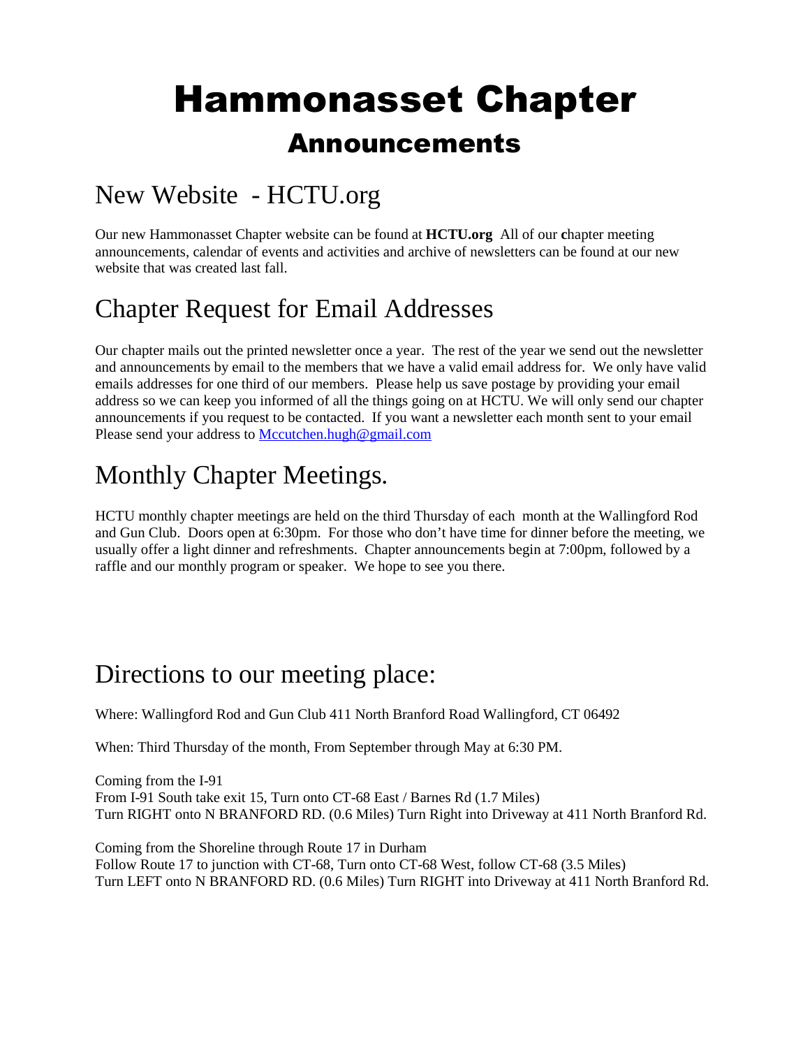# Hammonasset Chapter

## Announcements

## New Website - HCTU.org

Our new Hammonasset Chapter website can be found at **HCTU.org** All of our **c**hapter meeting announcements, calendar of events and activities and archive of newsletters can be found at our new website that was created last fall.

## Chapter Request for Email Addresses

Our chapter mails out the printed newsletter once a year. The rest of the year we send out the newsletter and announcements by email to the members that we have a valid email address for. We only have valid emails addresses for one third of our members. Please help us save postage by providing your email address so we can keep you informed of all the things going on at HCTU. We will only send our chapter announcements if you request to be contacted. If you want a newsletter each month sent to your email Please send your address to Mccutchen.hugh@gmail.com

## Monthly Chapter Meetings.

HCTU monthly chapter meetings are held on the third Thursday of each month at the Wallingford Rod and Gun Club. Doors open at 6:30pm. For those who don't have time for dinner before the meeting, we usually offer a light dinner and refreshments. Chapter announcements begin at 7:00pm, followed by a raffle and our monthly program or speaker. We hope to see you there.

## Directions to our meeting place:

Where: Wallingford Rod and Gun Club 411 North Branford Road Wallingford, CT 06492

When: Third Thursday of the month, From September through May at 6:30 PM.

Coming from the I-91
From I-91 South take exit 15, Turn onto CT-68 East / Barnes Rd (1.7 Miles)
Turn RIGHT onto N BRANFORD RD. (0.6 Miles) Turn Right into Driveway at 411 North Branford Rd.

Coming from the Shoreline through Route 17 in Durham
Follow Route 17 to junction with CT-68, Turn onto CT-68 West, follow CT-68 (3.5 Miles)
Turn LEFT onto N BRANFORD RD. (0.6 Miles) Turn RIGHT into Driveway at 411 North Branford Rd.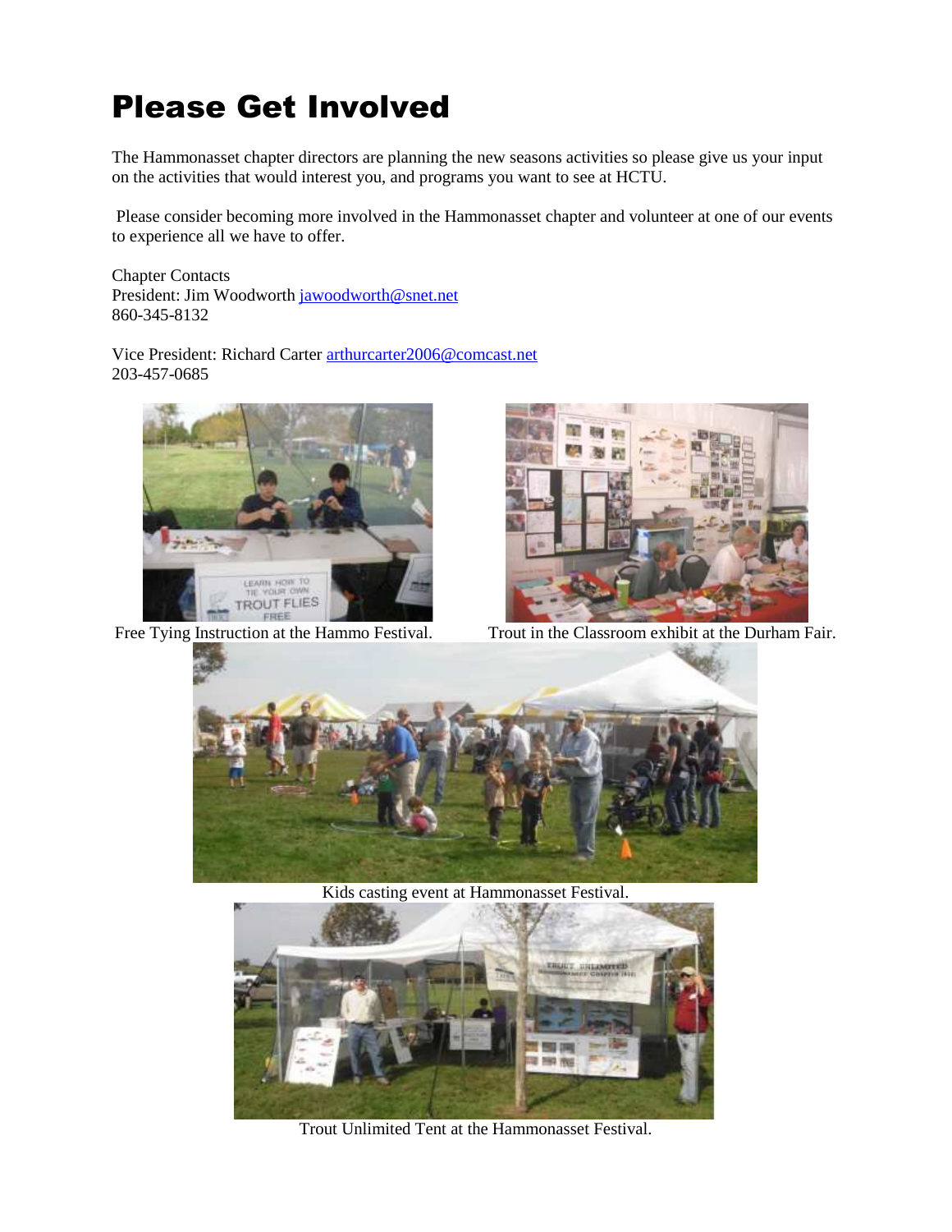# Please Get Involved

The Hammonasset chapter directors are planning the new seasons activities so please give us your input on the activities that would interest you, and programs you want to see at HCTU.

Please consider becoming more involved in the Hammonasset chapter and volunteer at one of our events to experience all we have to offer.

Chapter Contacts
President: Jim Woodworth jawoodworth@snet.net
860-345-8132

Vice President: Richard Carter arthurcarter2006@comcast.net
203-457-0685

Free Tying Instruction at the Hammo Festival.

Trout in the Classroom exhibit at the Durham Fair.

Kids casting event at Hammonasset Festival.

Trout Unlimited Tent at the Hammonasset Festival.